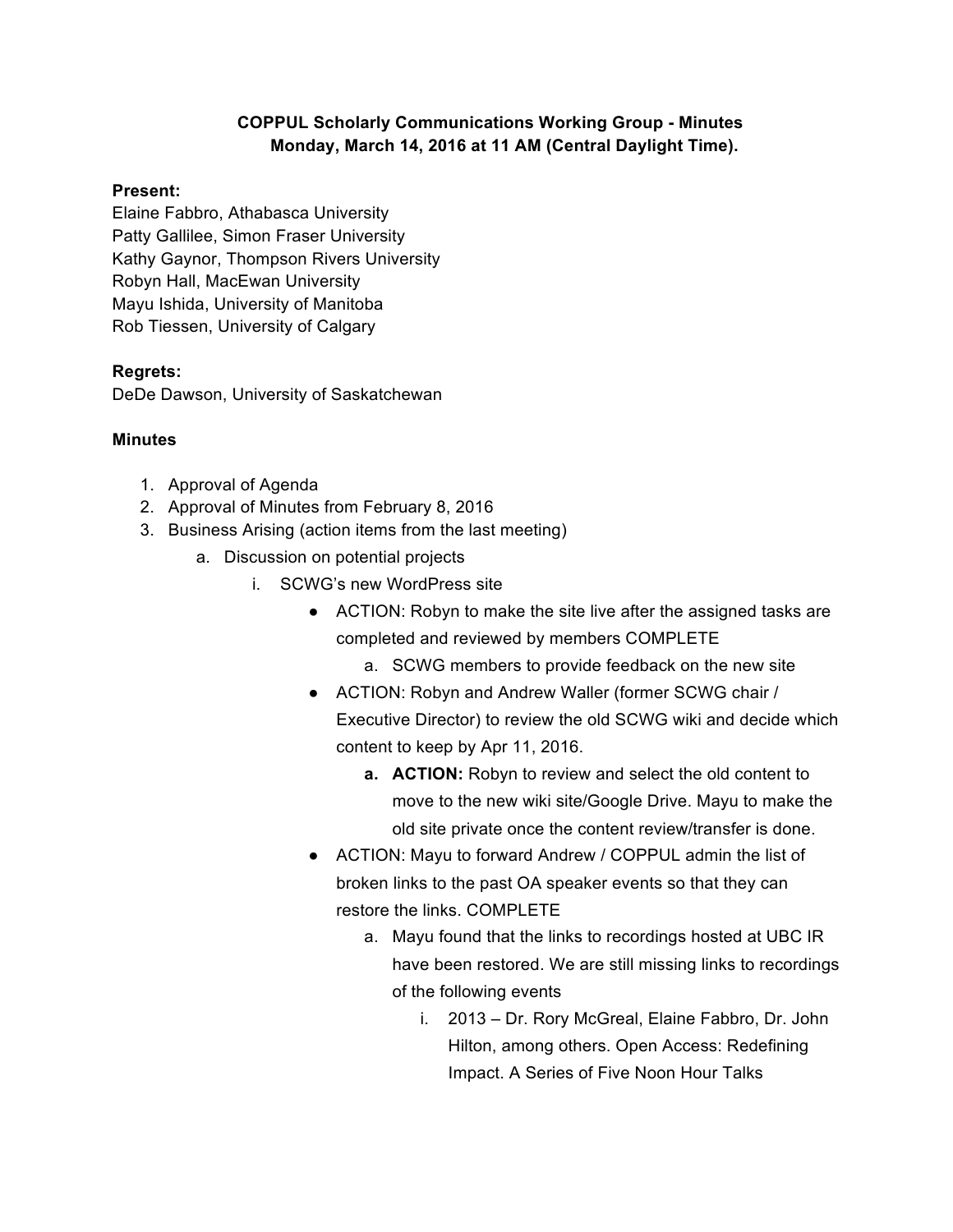**COPPUL Scholarly Communications Working Group - Minutes**
**Monday, March 14, 2016 at 11 AM (Central Daylight Time).**

**Present:**
Elaine Fabbro, Athabasca University
Patty Gallilee, Simon Fraser University
Kathy Gaynor, Thompson Rivers University
Robyn Hall, MacEwan University
Mayu Ishida, University of Manitoba
Rob Tiessen, University of Calgary

**Regrets:**
DeDe Dawson, University of Saskatchewan

**Minutes**

1. Approval of Agenda
2. Approval of Minutes from February 8, 2016
3. Business Arising (action items from the last meeting)
   a. Discussion on potential projects
      i. SCWG's new WordPress site
         - ACTION: Robyn to make the site live after the assigned tasks are completed and reviewed by members COMPLETE
            a. SCWG members to provide feedback on the new site
         - ACTION: Robyn and Andrew Waller (former SCWG chair / Executive Director) to review the old SCWG wiki and decide which content to keep by Apr 11, 2016.
            a. **ACTION:** Robyn to review and select the old content to move to the new wiki site/Google Drive. Mayu to make the old site private once the content review/transfer is done.
         - ACTION: Mayu to forward Andrew / COPPUL admin the list of broken links to the past OA speaker events so that they can restore the links. COMPLETE
            a. Mayu found that the links to recordings hosted at UBC IR have been restored. We are still missing links to recordings of the following events
               i. 2013 – Dr. Rory McGreal, Elaine Fabbro, Dr. John Hilton, among others. Open Access: Redefining Impact. A Series of Five Noon Hour Talks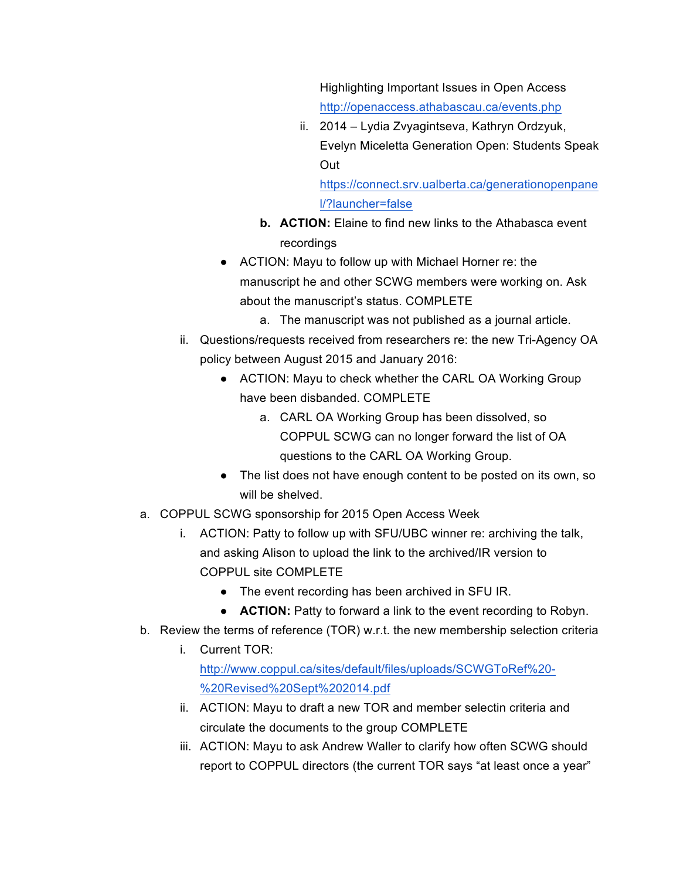Highlighting Important Issues in Open Access [http://openaccess.athabascau.ca/events.php](http://openaccess.athabascau.ca/events.php)

    ii. 2014 – Lydia Zvyagintseva, Kathryn Ordzyuk, Evelyn Miceletta Generation Open: Students Speak Out [https://connect.srv.ualberta.ca/generationopenpanel/?launcher=false](https://connect.srv.ualberta.ca/generationopenpanel/?launcher=false)

  b. **ACTION:** Elaine to find new links to the Athabasca event recordings

- ACTION: Mayu to follow up with Michael Horner re: the manuscript he and other SCWG members were working on. Ask about the manuscript's status. COMPLETE
  a. The manuscript was not published as a journal article.

ii. Questions/requests received from researchers re: the new Tri-Agency OA policy between August 2015 and January 2016:

- ACTION: Mayu to check whether the CARL OA Working Group have been disbanded. COMPLETE
  a. CARL OA Working Group has been dissolved, so COPPUL SCWG can no longer forward the list of OA questions to the CARL OA Working Group.
- The list does not have enough content to be posted on its own, so will be shelved.

a. COPPUL SCWG sponsorship for 2015 Open Access Week
   i. ACTION: Patty to follow up with SFU/UBC winner re: archiving the talk, and asking Alison to upload the link to the archived/IR version to COPPUL site COMPLETE
      - The event recording has been archived in SFU IR.
      - **ACTION:** Patty to forward a link to the event recording to Robyn.

b. Review the terms of reference (TOR) w.r.t. the new membership selection criteria
   i. Current TOR: [http://www.coppul.ca/sites/default/files/uploads/SCWGToRef%20-%20Revised%20Sept%202014.pdf](http://www.coppul.ca/sites/default/files/uploads/SCWGToRef%20-%20Revised%20Sept%202014.pdf)
   ii. ACTION: Mayu to draft a new TOR and member selectin criteria and circulate the documents to the group COMPLETE
   iii. ACTION: Mayu to ask Andrew Waller to clarify how often SCWG should report to COPPUL directors (the current TOR says "at least once a year"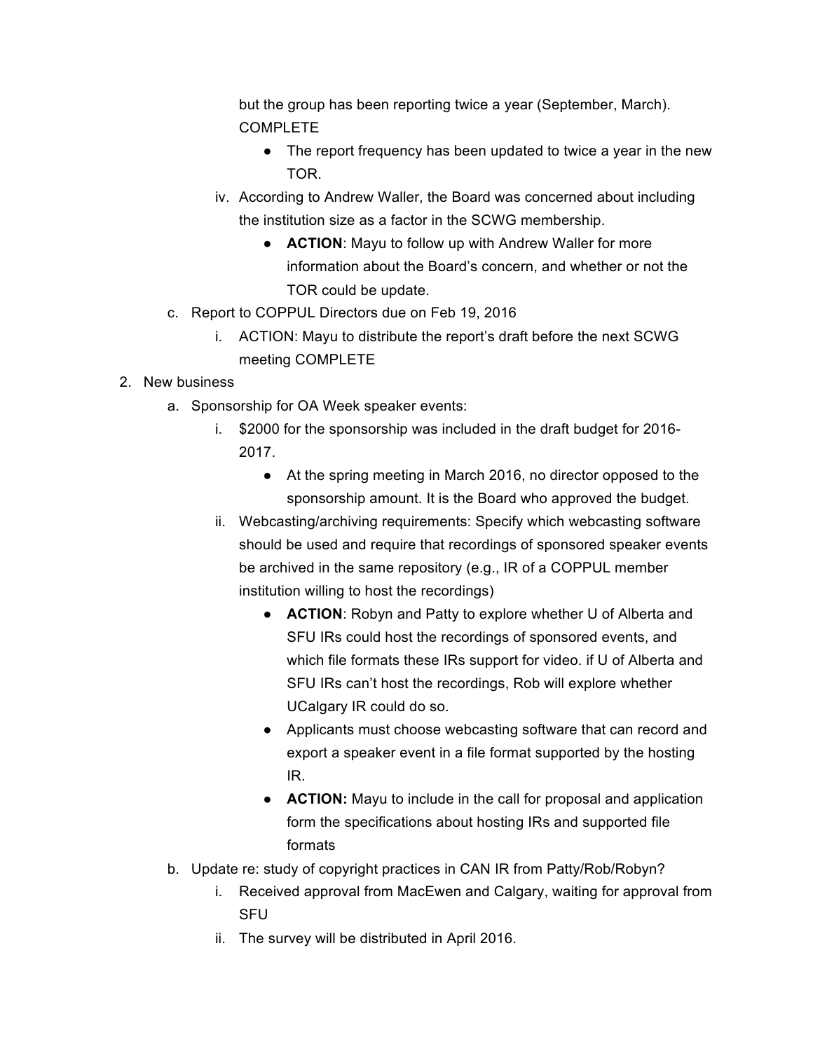but the group has been reporting twice a year (September, March). COMPLETE

   - The report frequency has been updated to twice a year in the new TOR.

   iv. According to Andrew Waller, the Board was concerned about including the institution size as a factor in the SCWG membership.
      - **ACTION**: Mayu to follow up with Andrew Waller for more information about the Board's concern, and whether or not the TOR could be update.

c. Report to COPPUL Directors due on Feb 19, 2016
   i. ACTION: Mayu to distribute the report's draft before the next SCWG meeting COMPLETE

2. New business
   a. Sponsorship for OA Week speaker events:
      i. $2000 for the sponsorship was included in the draft budget for 2016-2017.
         - At the spring meeting in March 2016, no director opposed to the sponsorship amount. It is the Board who approved the budget.
      ii. Webcasting/archiving requirements: Specify which webcasting software should be used and require that recordings of sponsored speaker events be archived in the same repository (e.g., IR of a COPPUL member institution willing to host the recordings)
         - **ACTION**: Robyn and Patty to explore whether U of Alberta and SFU IRs could host the recordings of sponsored events, and which file formats these IRs support for video. if U of Alberta and SFU IRs can't host the recordings, Rob will explore whether UCalgary IR could do so.
         - Applicants must choose webcasting software that can record and export a speaker event in a file format supported by the hosting IR.
         - **ACTION:** Mayu to include in the call for proposal and application form the specifications about hosting IRs and supported file formats
   b. Update re: study of copyright practices in CAN IR from Patty/Rob/Robyn?
      i. Received approval from MacEwen and Calgary, waiting for approval from SFU
      ii. The survey will be distributed in April 2016.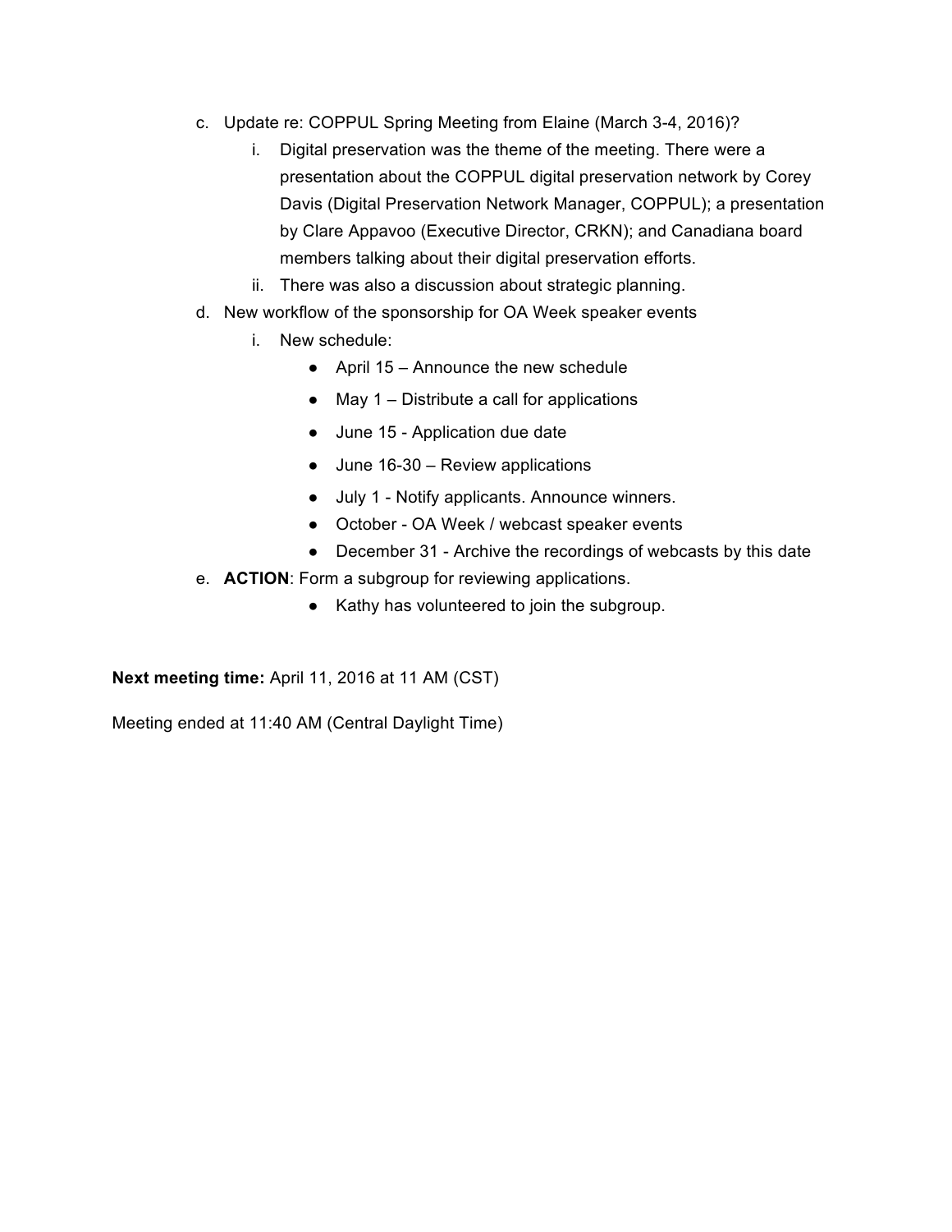c. Update re: COPPUL Spring Meeting from Elaine (March 3-4, 2016)?
    i. Digital preservation was the theme of the meeting. There were a presentation about the COPPUL digital preservation network by Corey Davis (Digital Preservation Network Manager, COPPUL); a presentation by Clare Appavoo (Executive Director, CRKN); and Canadiana board members talking about their digital preservation efforts.
    ii. There was also a discussion about strategic planning.
d. New workflow of the sponsorship for OA Week speaker events
    i. New schedule:
        - April 15 – Announce the new schedule
        - May 1 – Distribute a call for applications
        - June 15 - Application due date
        - June 16-30 – Review applications
        - July 1 - Notify applicants. Announce winners.
        - October - OA Week / webcast speaker events
        - December 31 - Archive the recordings of webcasts by this date
e. **ACTION**: Form a subgroup for reviewing applications.
    - Kathy has volunteered to join the subgroup.

**Next meeting time:** April 11, 2016 at 11 AM (CST)

Meeting ended at 11:40 AM (Central Daylight Time)